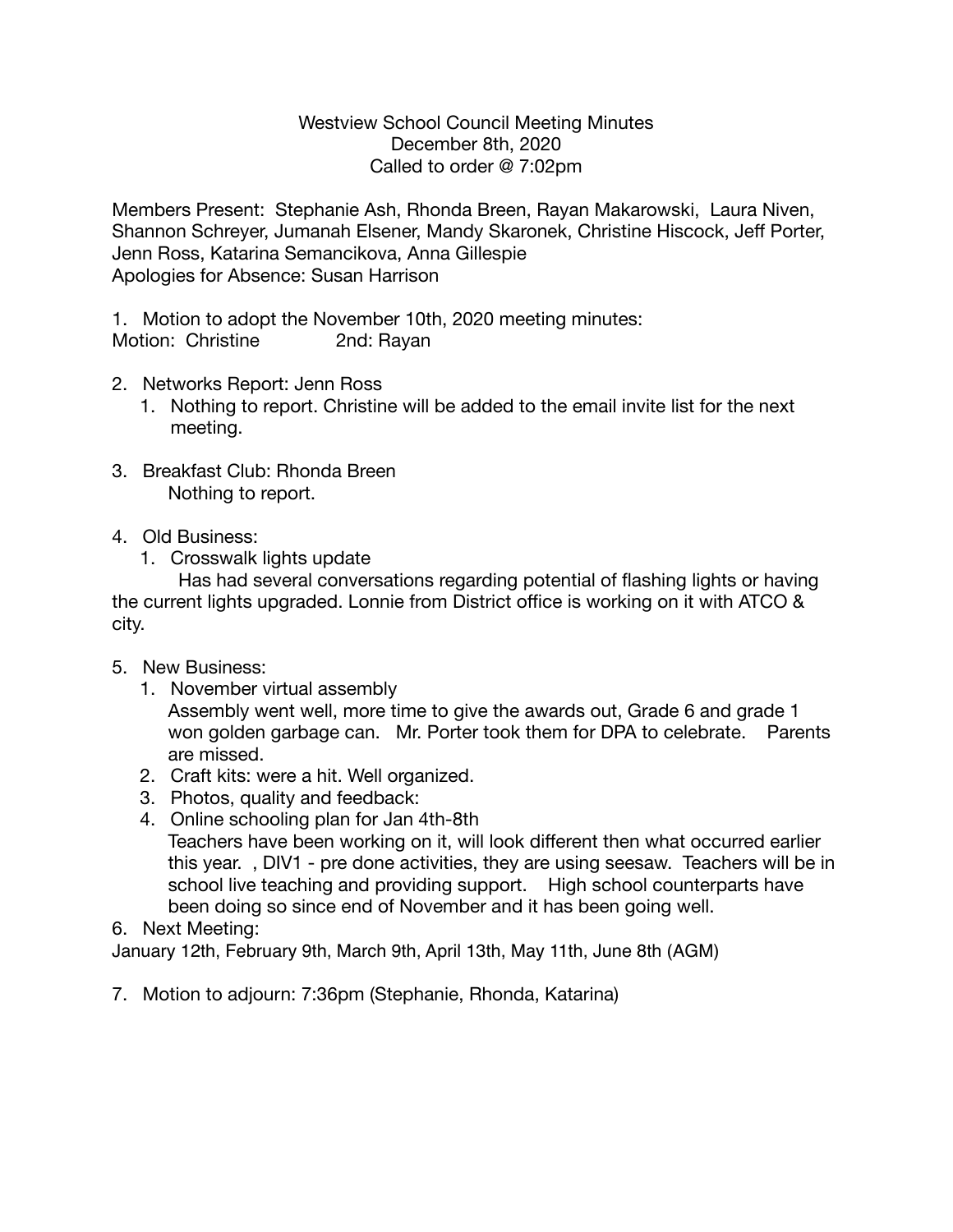Westview School Council Meeting Minutes
December 8th, 2020
Called to order @ 7:02pm

Members Present: Stephanie Ash, Rhonda Breen, Rayan Makarowski, Laura Niven, Shannon Schreyer, Jumanah Elsener, Mandy Skaronek, Christine Hiscock, Jeff Porter, Jenn Ross, Katarina Semancikova, Anna Gillespie
Apologies for Absence: Susan Harrison

1. Motion to adopt the November 10th, 2020 meeting minutes:
   Motion: Christine 2nd: Rayan

2. Networks Report: Jenn Ross
   1. Nothing to report. Christine will be added to the email invite list for the next meeting.

3. Breakfast Club: Rhonda Breen
   Nothing to report.

4. Old Business:
   1. Crosswalk lights update
      Has had several conversations regarding potential of flashing lights or having the current lights upgraded. Lonnie from District office is working on it with ATCO & city.

5. New Business:
   1. November virtual assembly
      Assembly went well, more time to give the awards out, Grade 6 and grade 1 won golden garbage can. Mr. Porter took them for DPA to celebrate. Parents are missed.
   2. Craft kits: were a hit. Well organized.
   3. Photos, quality and feedback:
   4. Online schooling plan for Jan 4th-8th
      Teachers have been working on it, will look different then what occurred earlier this year. , DIV1 - pre done activities, they are using seesaw. Teachers will be in school live teaching and providing support. High school counterparts have been doing so since end of November and it has been going well.

6. Next Meeting:
   January 12th, February 9th, March 9th, April 13th, May 11th, June 8th (AGM)

7. Motion to adjourn: 7:36pm (Stephanie, Rhonda, Katarina)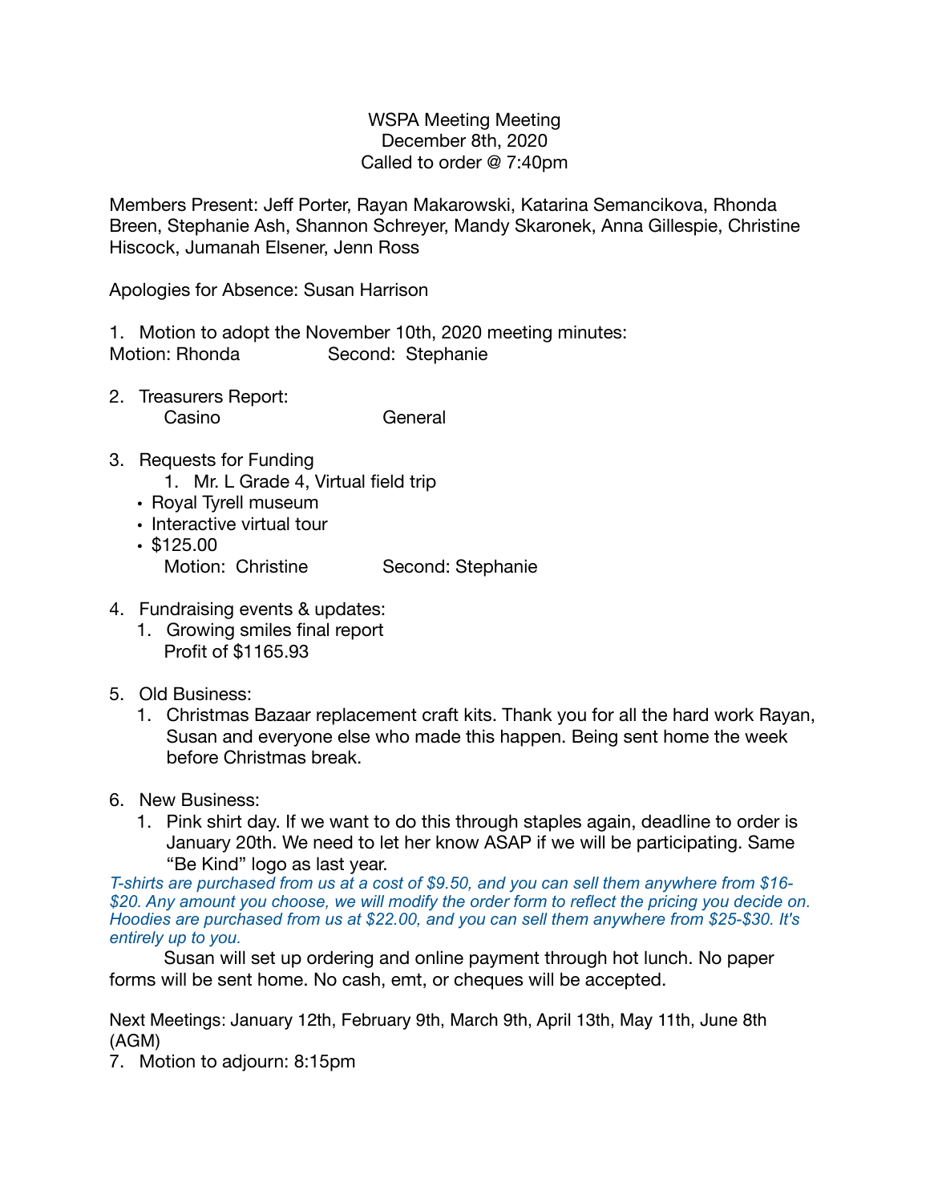WSPA Meeting Meeting
December 8th, 2020
Called to order @ 7:40pm

Members Present: Jeff Porter, Rayan Makarowski, Katarina Semancikova, Rhonda Breen, Stephanie Ash, Shannon Schreyer, Mandy Skaronek, Anna Gillespie, Christine Hiscock, Jumanah Elsener, Jenn Ross

Apologies for Absence: Susan Harrison

1. Motion to adopt the November 10th, 2020 meeting minutes:
Motion: Rhonda Second: Stephanie

2. Treasurers Report:
   Casino General

3. Requests for Funding
   1. Mr. L Grade 4, Virtual field trip
   - Royal Tyrell museum
   - Interactive virtual tour
   - $125.00

   Motion: Christine Second: Stephanie

4. Fundraising events & updates:
   1. Growing smiles final report
      Profit of $1165.93

5. Old Business:
   1. Christmas Bazaar replacement craft kits. Thank you for all the hard work Rayan, Susan and everyone else who made this happen. Being sent home the week before Christmas break.

6. New Business:
   1. Pink shirt day. If we want to do this through staples again, deadline to order is January 20th. We need to let her know ASAP if we will be participating. Same "Be Kind" logo as last year.

*T-shirts are purchased from us at a cost of $9.50, and you can sell them anywhere from $16-$20. Any amount you choose, we will modify the order form to reflect the pricing you decide on. Hoodies are purchased from us at $22.00, and you can sell them anywhere from $25-$30. It's entirely up to you.*

Susan will set up ordering and online payment through hot lunch. No paper forms will be sent home. No cash, emt, or cheques will be accepted.

Next Meetings: January 12th, February 9th, March 9th, April 13th, May 11th, June 8th (AGM)

7. Motion to adjourn: 8:15pm